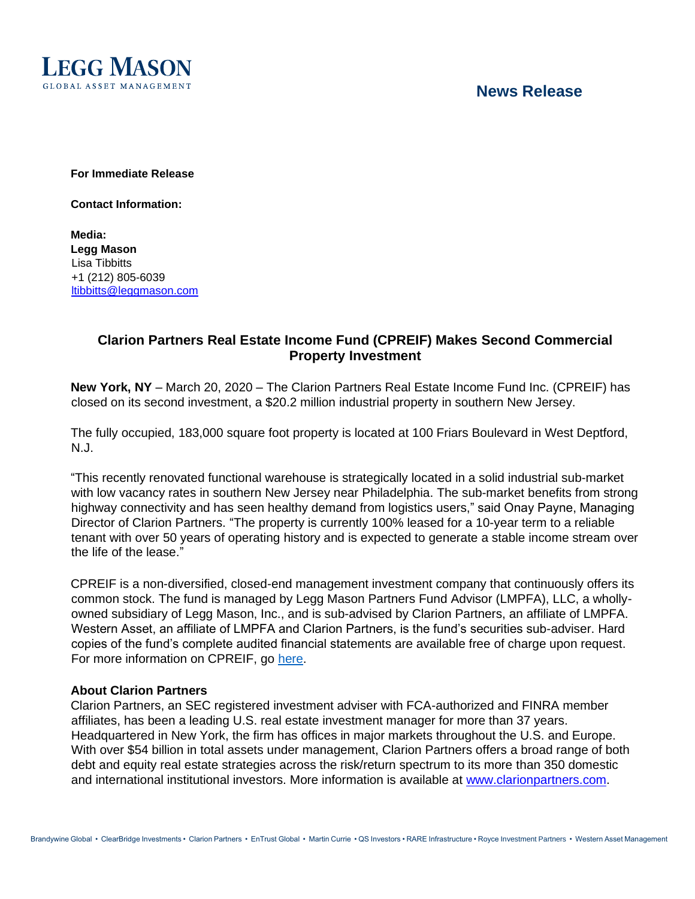LEGG MASON
GLOBAL ASSET MANAGEMENT

**News Release**

**For Immediate Release**

**Contact Information:**

**Media:**
**Legg Mason**
Lisa Tibbitts
+1 (212) 805-6039
ltibbitts@leggmason.com

## Clarion Partners Real Estate Income Fund (CPREIF) Makes Second Commercial Property Investment

**New York, NY** – March 20, 2020 – The Clarion Partners Real Estate Income Fund Inc. (CPREIF) has closed on its second investment, a $20.2 million industrial property in southern New Jersey.

The fully occupied, 183,000 square foot property is located at 100 Friars Boulevard in West Deptford, N.J.

"This recently renovated functional warehouse is strategically located in a solid industrial sub-market with low vacancy rates in southern New Jersey near Philadelphia. The sub-market benefits from strong highway connectivity and has seen healthy demand from logistics users," said Onay Payne, Managing Director of Clarion Partners. "The property is currently 100% leased for a 10-year term to a reliable tenant with over 50 years of operating history and is expected to generate a stable income stream over the life of the lease."

CPREIF is a non-diversified, closed-end management investment company that continuously offers its common stock. The fund is managed by Legg Mason Partners Fund Advisor (LMPFA), LLC, a wholly-owned subsidiary of Legg Mason, Inc., and is sub-advised by Clarion Partners, an affiliate of LMPFA. Western Asset, an affiliate of LMPFA and Clarion Partners, is the fund's securities sub-adviser. Hard copies of the fund's complete audited financial statements are available free of charge upon request. For more information on CPREIF, go here.

**About Clarion Partners**
Clarion Partners, an SEC registered investment adviser with FCA-authorized and FINRA member affiliates, has been a leading U.S. real estate investment manager for more than 37 years. Headquartered in New York, the firm has offices in major markets throughout the U.S. and Europe. With over $54 billion in total assets under management, Clarion Partners offers a broad range of both debt and equity real estate strategies across the risk/return spectrum to its more than 350 domestic and international institutional investors. More information is available at www.clarionpartners.com.

Brandywine Global • ClearBridge Investments • Clarion Partners • EnTrust Global • Martin Currie • QS Investors • RARE Infrastructure • Royce Investment Partners • Western Asset Management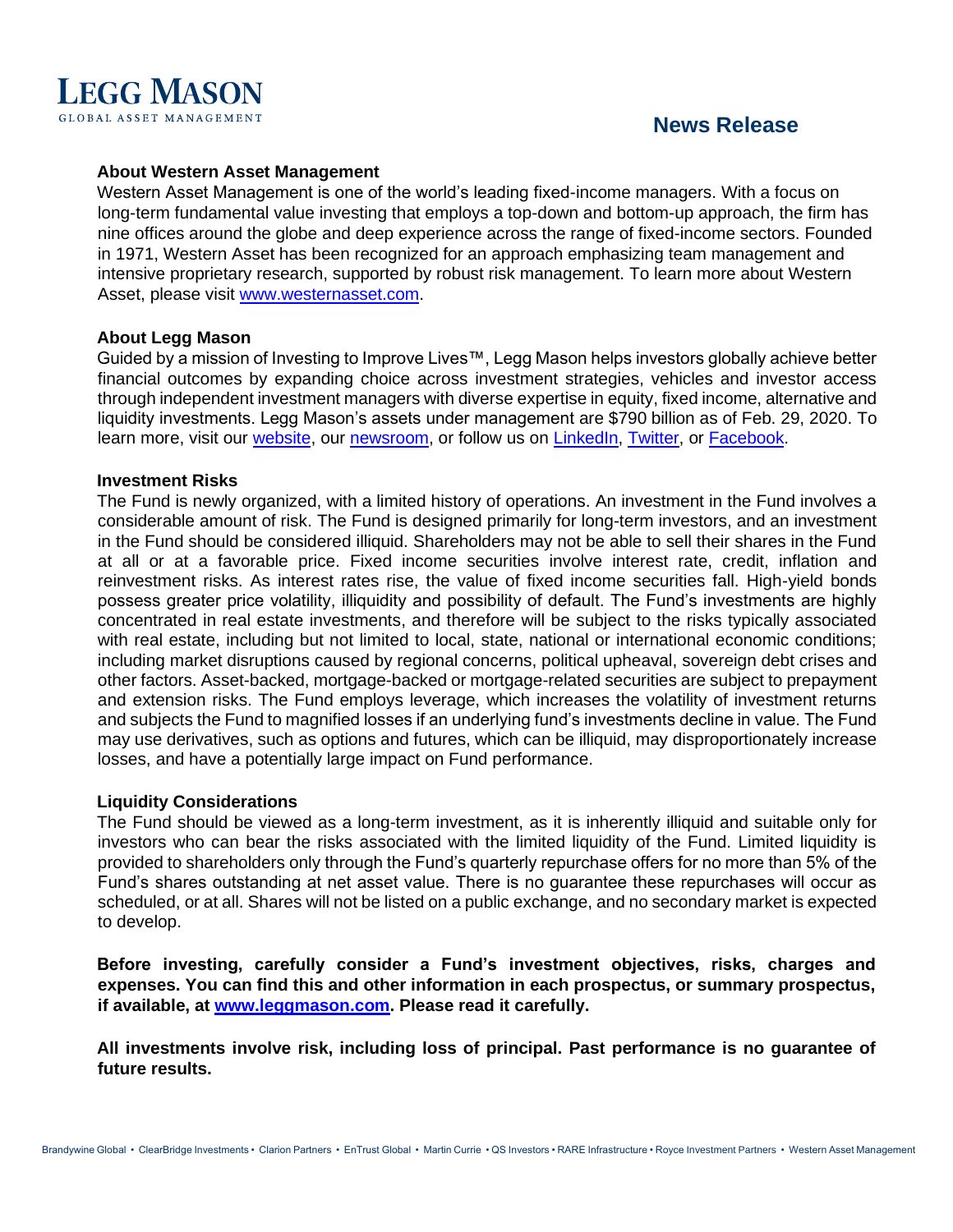### About Western Asset Management

Western Asset Management is one of the world's leading fixed-income managers. With a focus on long-term fundamental value investing that employs a top-down and bottom-up approach, the firm has nine offices around the globe and deep experience across the range of fixed-income sectors. Founded in 1971, Western Asset has been recognized for an approach emphasizing team management and intensive proprietary research, supported by robust risk management. To learn more about Western Asset, please visit www.westernasset.com.

### About Legg Mason

Guided by a mission of Investing to Improve Lives™, Legg Mason helps investors globally achieve better financial outcomes by expanding choice across investment strategies, vehicles and investor access through independent investment managers with diverse expertise in equity, fixed income, alternative and liquidity investments. Legg Mason's assets under management are $790 billion as of Feb. 29, 2020. To learn more, visit our website, our newsroom, or follow us on LinkedIn, Twitter, or Facebook.

### Investment Risks

The Fund is newly organized, with a limited history of operations. An investment in the Fund involves a considerable amount of risk. The Fund is designed primarily for long-term investors, and an investment in the Fund should be considered illiquid. Shareholders may not be able to sell their shares in the Fund at all or at a favorable price. Fixed income securities involve interest rate, credit, inflation and reinvestment risks. As interest rates rise, the value of fixed income securities fall. High-yield bonds possess greater price volatility, illiquidity and possibility of default. The Fund's investments are highly concentrated in real estate investments, and therefore will be subject to the risks typically associated with real estate, including but not limited to local, state, national or international economic conditions; including market disruptions caused by regional concerns, political upheaval, sovereign debt crises and other factors. Asset-backed, mortgage-backed or mortgage-related securities are subject to prepayment and extension risks. The Fund employs leverage, which increases the volatility of investment returns and subjects the Fund to magnified losses if an underlying fund's investments decline in value. The Fund may use derivatives, such as options and futures, which can be illiquid, may disproportionately increase losses, and have a potentially large impact on Fund performance.

### Liquidity Considerations

The Fund should be viewed as a long-term investment, as it is inherently illiquid and suitable only for investors who can bear the risks associated with the limited liquidity of the Fund. Limited liquidity is provided to shareholders only through the Fund's quarterly repurchase offers for no more than 5% of the Fund's shares outstanding at net asset value. There is no guarantee these repurchases will occur as scheduled, or at all. Shares will not be listed on a public exchange, and no secondary market is expected to develop.

**Before investing, carefully consider a Fund's investment objectives, risks, charges and expenses. You can find this and other information in each prospectus, or summary prospectus, if available, at www.leggmason.com. Please read it carefully.**

**All investments involve risk, including loss of principal. Past performance is no guarantee of future results.**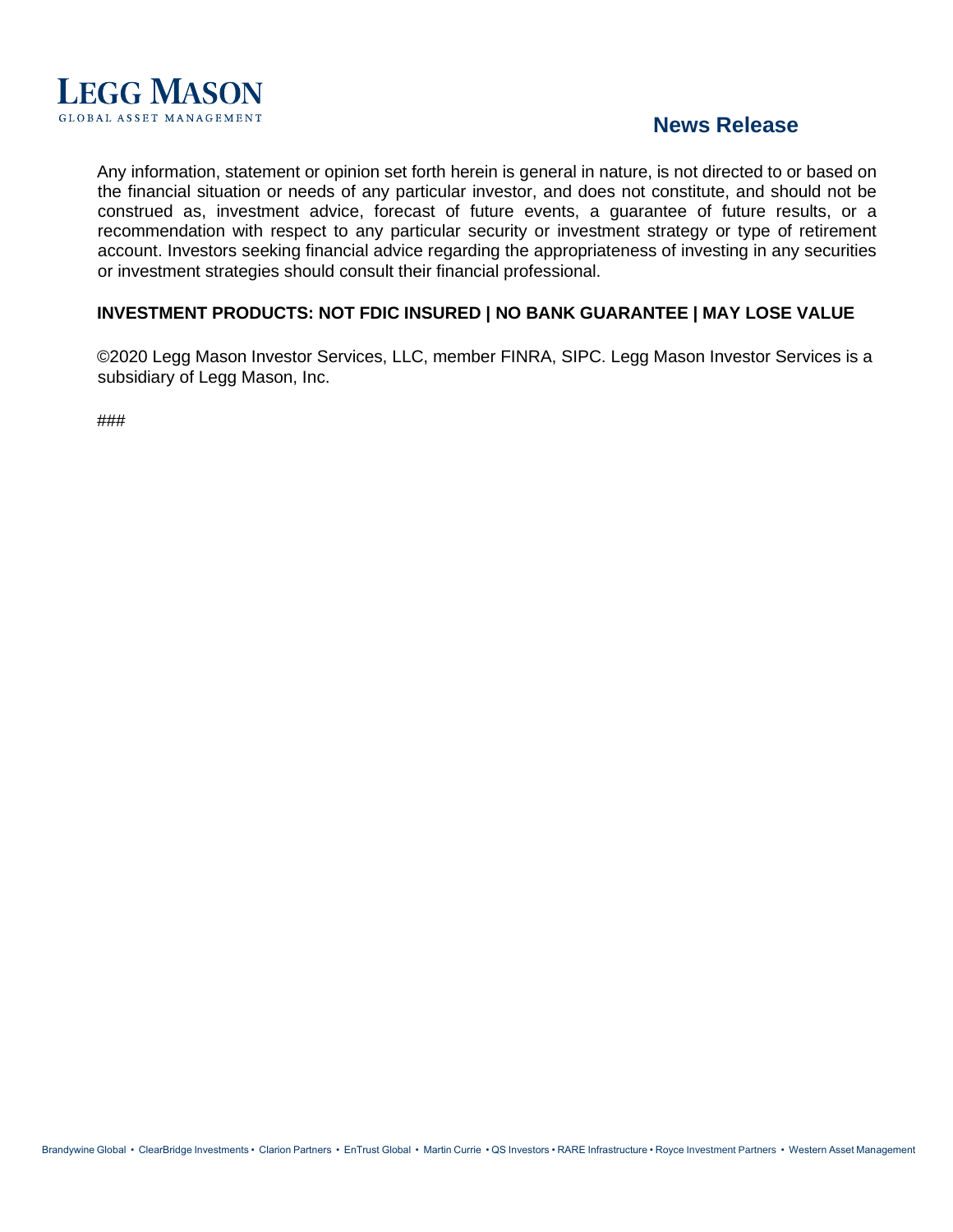Any information, statement or opinion set forth herein is general in nature, is not directed to or based on the financial situation or needs of any particular investor, and does not constitute, and should not be construed as, investment advice, forecast of future events, a guarantee of future results, or a recommendation with respect to any particular security or investment strategy or type of retirement account. Investors seeking financial advice regarding the appropriateness of investing in any securities or investment strategies should consult their financial professional.

**INVESTMENT PRODUCTS: NOT FDIC INSURED | NO BANK GUARANTEE | MAY LOSE VALUE**

©2020 Legg Mason Investor Services, LLC, member FINRA, SIPC. Legg Mason Investor Services is a subsidiary of Legg Mason, Inc.

###